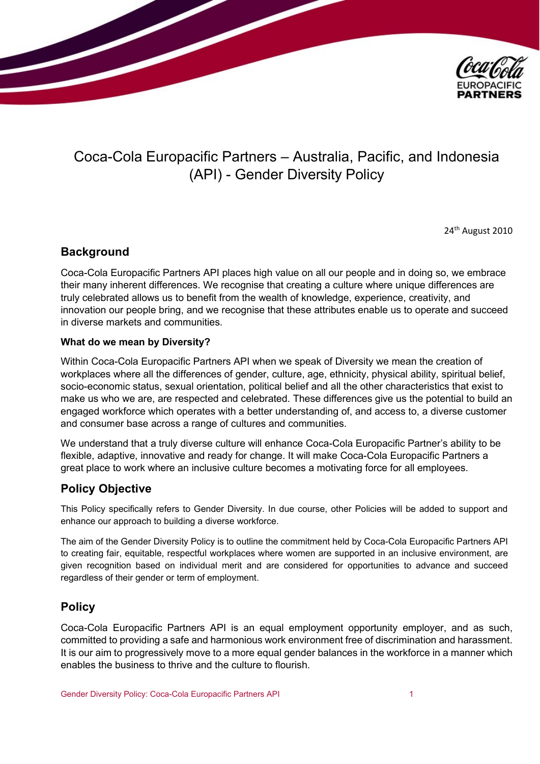# Coca-Cola Europacific Partners – Australia, Pacific, and Indonesia (API) - Gender Diversity Policy

24th August 2010

## Background

Coca-Cola Europacific Partners API places high value on all our people and in doing so, we embrace their many inherent differences. We recognise that creating a culture where unique differences are truly celebrated allows us to benefit from the wealth of knowledge, experience, creativity, and innovation our people bring, and we recognise that these attributes enable us to operate and succeed in diverse markets and communities.

### What do we mean by Diversity?

Within Coca-Cola Europacific Partners API when we speak of Diversity we mean the creation of workplaces where all the differences of gender, culture, age, ethnicity, physical ability, spiritual belief, socio-economic status, sexual orientation, political belief and all the other characteristics that exist to make us who we are, are respected and celebrated. These differences give us the potential to build an engaged workforce which operates with a better understanding of, and access to, a diverse customer and consumer base across a range of cultures and communities.

We understand that a truly diverse culture will enhance Coca-Cola Europacific Partner's ability to be flexible, adaptive, innovative and ready for change. It will make Coca-Cola Europacific Partners a great place to work where an inclusive culture becomes a motivating force for all employees.

## Policy Objective

This Policy specifically refers to Gender Diversity. In due course, other Policies will be added to support and enhance our approach to building a diverse workforce.

The aim of the Gender Diversity Policy is to outline the commitment held by Coca-Cola Europacific Partners API to creating fair, equitable, respectful workplaces where women are supported in an inclusive environment, are given recognition based on individual merit and are considered for opportunities to advance and succeed regardless of their gender or term of employment.

## Policy

Coca-Cola Europacific Partners API is an equal employment opportunity employer, and as such, committed to providing a safe and harmonious work environment free of discrimination and harassment. It is our aim to progressively move to a more equal gender balances in the workforce in a manner which enables the business to thrive and the culture to flourish.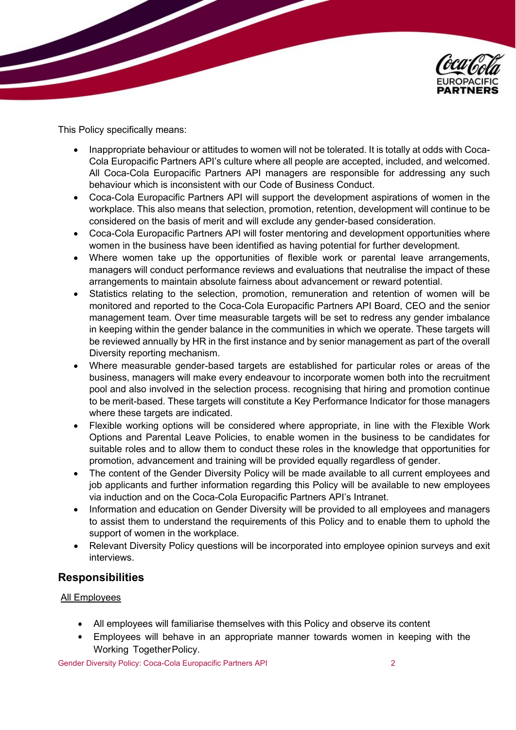This Policy specifically means:

- Inappropriate behaviour or attitudes to women will not be tolerated. It is totally at odds with Coca-Cola Europacific Partners API's culture where all people are accepted, included, and welcomed. All Coca-Cola Europacific Partners API managers are responsible for addressing any such behaviour which is inconsistent with our Code of Business Conduct.
- Coca-Cola Europacific Partners API will support the development aspirations of women in the workplace. This also means that selection, promotion, retention, development will continue to be considered on the basis of merit and will exclude any gender-based consideration.
- Coca-Cola Europacific Partners API will foster mentoring and development opportunities where women in the business have been identified as having potential for further development.
- Where women take up the opportunities of flexible work or parental leave arrangements, managers will conduct performance reviews and evaluations that neutralise the impact of these arrangements to maintain absolute fairness about advancement or reward potential.
- Statistics relating to the selection, promotion, remuneration and retention of women will be monitored and reported to the Coca-Cola Europacific Partners API Board, CEO and the senior management team. Over time measurable targets will be set to redress any gender imbalance in keeping within the gender balance in the communities in which we operate. These targets will be reviewed annually by HR in the first instance and by senior management as part of the overall Diversity reporting mechanism.
- Where measurable gender-based targets are established for particular roles or areas of the business, managers will make every endeavour to incorporate women both into the recruitment pool and also involved in the selection process. recognising that hiring and promotion continue to be merit-based. These targets will constitute a Key Performance Indicator for those managers where these targets are indicated.
- Flexible working options will be considered where appropriate, in line with the Flexible Work Options and Parental Leave Policies, to enable women in the business to be candidates for suitable roles and to allow them to conduct these roles in the knowledge that opportunities for promotion, advancement and training will be provided equally regardless of gender.
- The content of the Gender Diversity Policy will be made available to all current employees and job applicants and further information regarding this Policy will be available to new employees via induction and on the Coca-Cola Europacific Partners API's Intranet.
- Information and education on Gender Diversity will be provided to all employees and managers to assist them to understand the requirements of this Policy and to enable them to uphold the support of women in the workplace.
- Relevant Diversity Policy questions will be incorporated into employee opinion surveys and exit interviews.

## Responsibilities

All Employees

- All employees will familiarise themselves with this Policy and observe its content
- Employees will behave in an appropriate manner towards women in keeping with the Working Together Policy.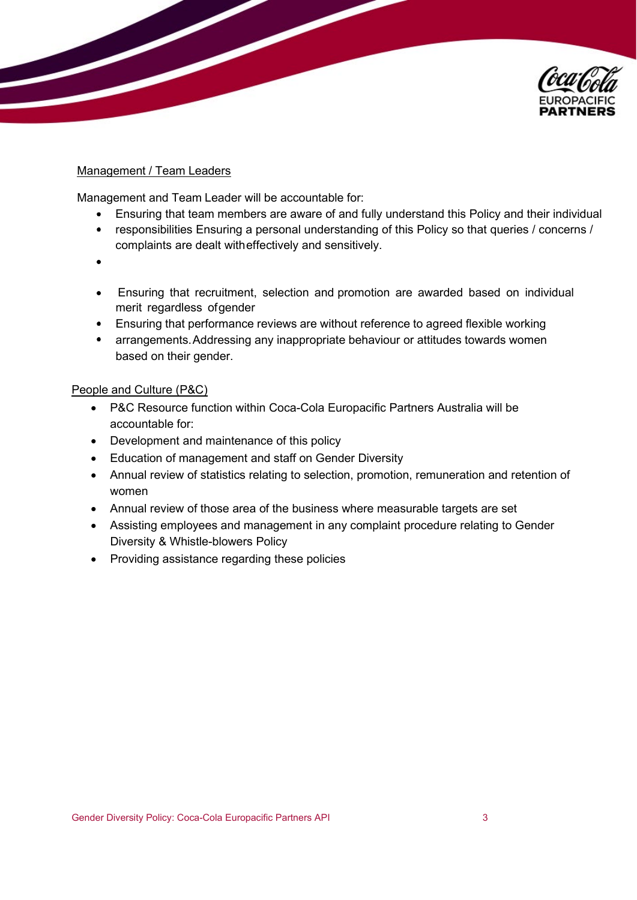Management / Team Leaders

Management and Team Leader will be accountable for:

- Ensuring that team members are aware of and fully understand this Policy and their individual
- responsibilities Ensuring a personal understanding of this Policy so that queries / concerns / complaints are dealt witheffectively and sensitively.
- 
- Ensuring that recruitment, selection and promotion are awarded based on individual merit regardless ofgender
- Ensuring that performance reviews are without reference to agreed flexible working
- arrangements. Addressing any inappropriate behaviour or attitudes towards women based on their gender.

People and Culture (P&C)

- P&C Resource function within Coca-Cola Europacific Partners Australia will be accountable for:
- Development and maintenance of this policy
- Education of management and staff on Gender Diversity
- Annual review of statistics relating to selection, promotion, remuneration and retention of women
- Annual review of those area of the business where measurable targets are set
- Assisting employees and management in any complaint procedure relating to Gender Diversity & Whistle-blowers Policy
- Providing assistance regarding these policies